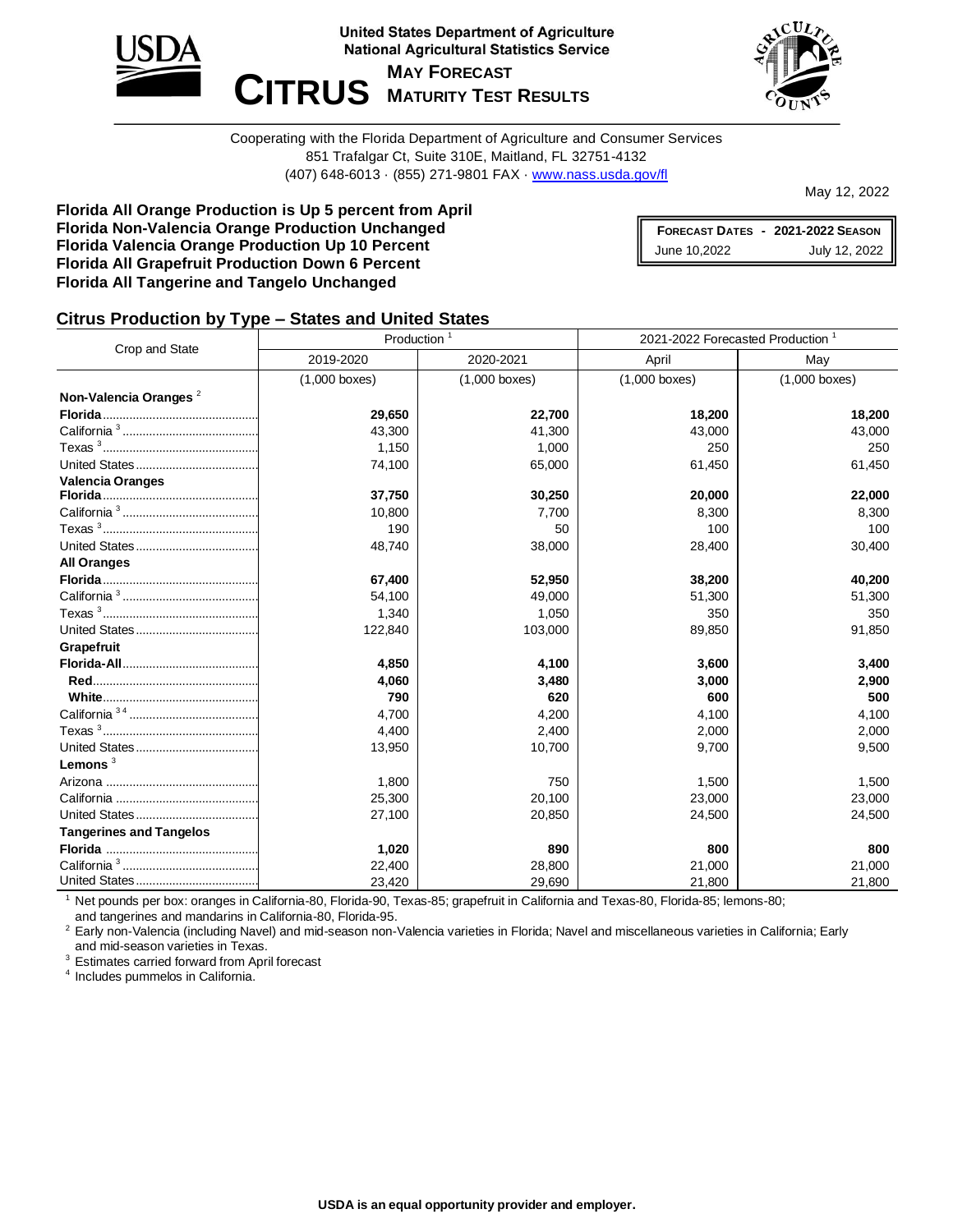United States Department of Agriculture
National Agricultural Statistics Service

# CITRUS

**MAY FORECAST**
**MATURITY TEST RESULTS**

Cooperating with the Florida Department of Agriculture and Consumer Services
851 Trafalgar Ct, Suite 310E, Maitland, FL 32751-4132
(407) 648-6013 · (855) 271-9801 FAX · www.nass.usda.gov/fl

May 12, 2022

**Florida All Orange Production is Up 5 percent from April**
**Florida Non-Valencia Orange Production Unchanged**
**Florida Valencia Orange Production Up 10 Percent**
**Florida All Grapefruit Production Down 6 Percent**
**Florida All Tangerine and Tangelo Unchanged**

| FORECAST DATES - 2021-2022 SEASON | |
|---|---|
| June 10,2022 | July 12, 2022 |

## Citrus Production by Type – States and United States

| Crop and State | Production [1] | | 2021-2022 Forecasted Production [1] | |
|---|---|---|---|---|
| | 2019-2020 | 2020-2021 | April | May |
| | (1,000 boxes) | (1,000 boxes) | (1,000 boxes) | (1,000 boxes) |
| **Non-Valencia Oranges** [2] | | | | |
| **Florida** | **29,650** | **22,700** | **18,200** | **18,200** |
| California [3] | 43,300 | 41,300 | 43,000 | 43,000 |
| Texas [3] | 1,150 | 1,000 | 250 | 250 |
| United States | 74,100 | 65,000 | 61,450 | 61,450 |
| **Valencia Oranges** | | | | |
| **Florida** | **37,750** | **30,250** | **20,000** | **22,000** |
| California [3] | 10,800 | 7,700 | 8,300 | 8,300 |
| Texas [3] | 190 | 50 | 100 | 100 |
| United States | 48,740 | 38,000 | 28,400 | 30,400 |
| **All Oranges** | | | | |
| **Florida** | **67,400** | **52,950** | **38,200** | **40,200** |
| California [3] | 54,100 | 49,000 | 51,300 | 51,300 |
| Texas [3] | 1,340 | 1,050 | 350 | 350 |
| United States | 122,840 | 103,000 | 89,850 | 91,850 |
| **Grapefruit** | | | | |
| **Florida-All** | **4,850** | **4,100** | **3,600** | **3,400** |
| **Red** | **4,060** | **3,480** | **3,000** | **2,900** |
| **White** | **790** | **620** | **600** | **500** |
| California [3 4] | 4,700 | 4,200 | 4,100 | 4,100 |
| Texas [3] | 4,400 | 2,400 | 2,000 | 2,000 |
| United States | 13,950 | 10,700 | 9,700 | 9,500 |
| **Lemons** [3] | | | | |
| Arizona | 1,800 | 750 | 1,500 | 1,500 |
| California | 25,300 | 20,100 | 23,000 | 23,000 |
| United States | 27,100 | 20,850 | 24,500 | 24,500 |
| **Tangerines and Tangelos** | | | | |
| **Florida** | **1,020** | **890** | **800** | **800** |
| California [3] | 22,400 | 28,800 | 21,000 | 21,000 |
| United States | 23,420 | 29,690 | 21,800 | 21,800 |

[1] Net pounds per box: oranges in California-80, Florida-90, Texas-85; grapefruit in California and Texas-80, Florida-85; lemons-80; and tangerines and mandarins in California-80, Florida-95.
[2] Early non-Valencia (including Navel) and mid-season non-Valencia varieties in Florida; Navel and miscellaneous varieties in California; Early and mid-season varieties in Texas.
[3] Estimates carried forward from April forecast
[4] Includes pummelos in California.

**USDA is an equal opportunity provider and employer.**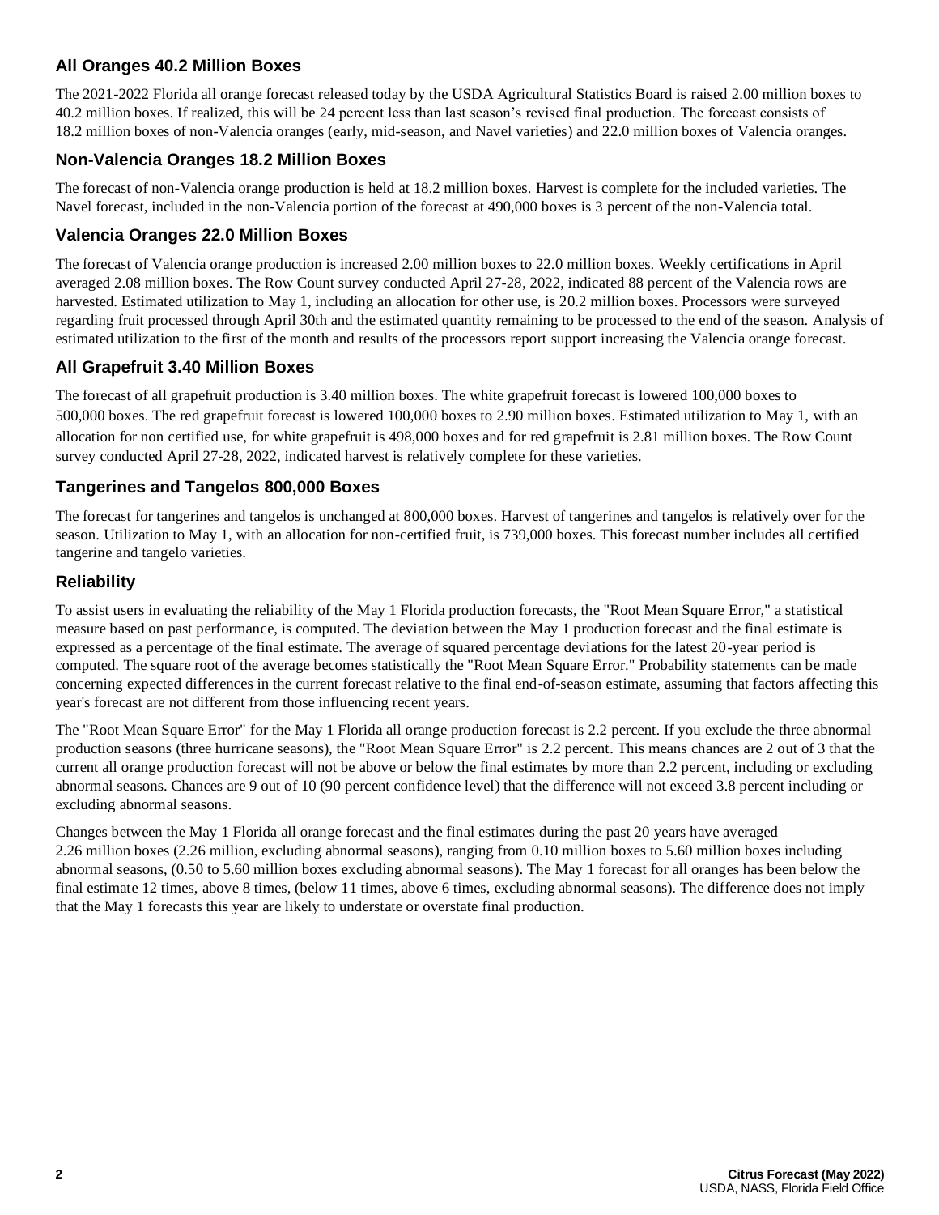## All Oranges 40.2 Million Boxes

The 2021-2022 Florida all orange forecast released today by the USDA Agricultural Statistics Board is raised 2.00 million boxes to 40.2 million boxes. If realized, this will be 24 percent less than last season's revised final production. The forecast consists of 18.2 million boxes of non-Valencia oranges (early, mid-season, and Navel varieties) and 22.0 million boxes of Valencia oranges.

## Non-Valencia Oranges 18.2 Million Boxes

The forecast of non-Valencia orange production is held at 18.2 million boxes. Harvest is complete for the included varieties. The Navel forecast, included in the non-Valencia portion of the forecast at 490,000 boxes is 3 percent of the non-Valencia total.

## Valencia Oranges 22.0 Million Boxes

The forecast of Valencia orange production is increased 2.00 million boxes to 22.0 million boxes. Weekly certifications in April averaged 2.08 million boxes. The Row Count survey conducted April 27-28, 2022, indicated 88 percent of the Valencia rows are harvested. Estimated utilization to May 1, including an allocation for other use, is 20.2 million boxes. Processors were surveyed regarding fruit processed through April 30th and the estimated quantity remaining to be processed to the end of the season. Analysis of estimated utilization to the first of the month and results of the processors report support increasing the Valencia orange forecast.

## All Grapefruit 3.40 Million Boxes

The forecast of all grapefruit production is 3.40 million boxes. The white grapefruit forecast is lowered 100,000 boxes to 500,000 boxes. The red grapefruit forecast is lowered 100,000 boxes to 2.90 million boxes. Estimated utilization to May 1, with an allocation for non certified use, for white grapefruit is 498,000 boxes and for red grapefruit is 2.81 million boxes. The Row Count survey conducted April 27-28, 2022, indicated harvest is relatively complete for these varieties.

## Tangerines and Tangelos 800,000 Boxes

The forecast for tangerines and tangelos is unchanged at 800,000 boxes. Harvest of tangerines and tangelos is relatively over for the season. Utilization to May 1, with an allocation for non-certified fruit, is 739,000 boxes. This forecast number includes all certified tangerine and tangelo varieties.

## Reliability

To assist users in evaluating the reliability of the May 1 Florida production forecasts, the "Root Mean Square Error," a statistical measure based on past performance, is computed. The deviation between the May 1 production forecast and the final estimate is expressed as a percentage of the final estimate. The average of squared percentage deviations for the latest 20-year period is computed. The square root of the average becomes statistically the "Root Mean Square Error." Probability statements can be made concerning expected differences in the current forecast relative to the final end-of-season estimate, assuming that factors affecting this year's forecast are not different from those influencing recent years.

The "Root Mean Square Error" for the May 1 Florida all orange production forecast is 2.2 percent. If you exclude the three abnormal production seasons (three hurricane seasons), the "Root Mean Square Error" is 2.2 percent. This means chances are 2 out of 3 that the current all orange production forecast will not be above or below the final estimates by more than 2.2 percent, including or excluding abnormal seasons. Chances are 9 out of 10 (90 percent confidence level) that the difference will not exceed 3.8 percent including or excluding abnormal seasons.

Changes between the May 1 Florida all orange forecast and the final estimates during the past 20 years have averaged 2.26 million boxes (2.26 million, excluding abnormal seasons), ranging from 0.10 million boxes to 5.60 million boxes including abnormal seasons, (0.50 to 5.60 million boxes excluding abnormal seasons). The May 1 forecast for all oranges has been below the final estimate 12 times, above 8 times, (below 11 times, above 6 times, excluding abnormal seasons). The difference does not imply that the May 1 forecasts this year are likely to understate or overstate final production.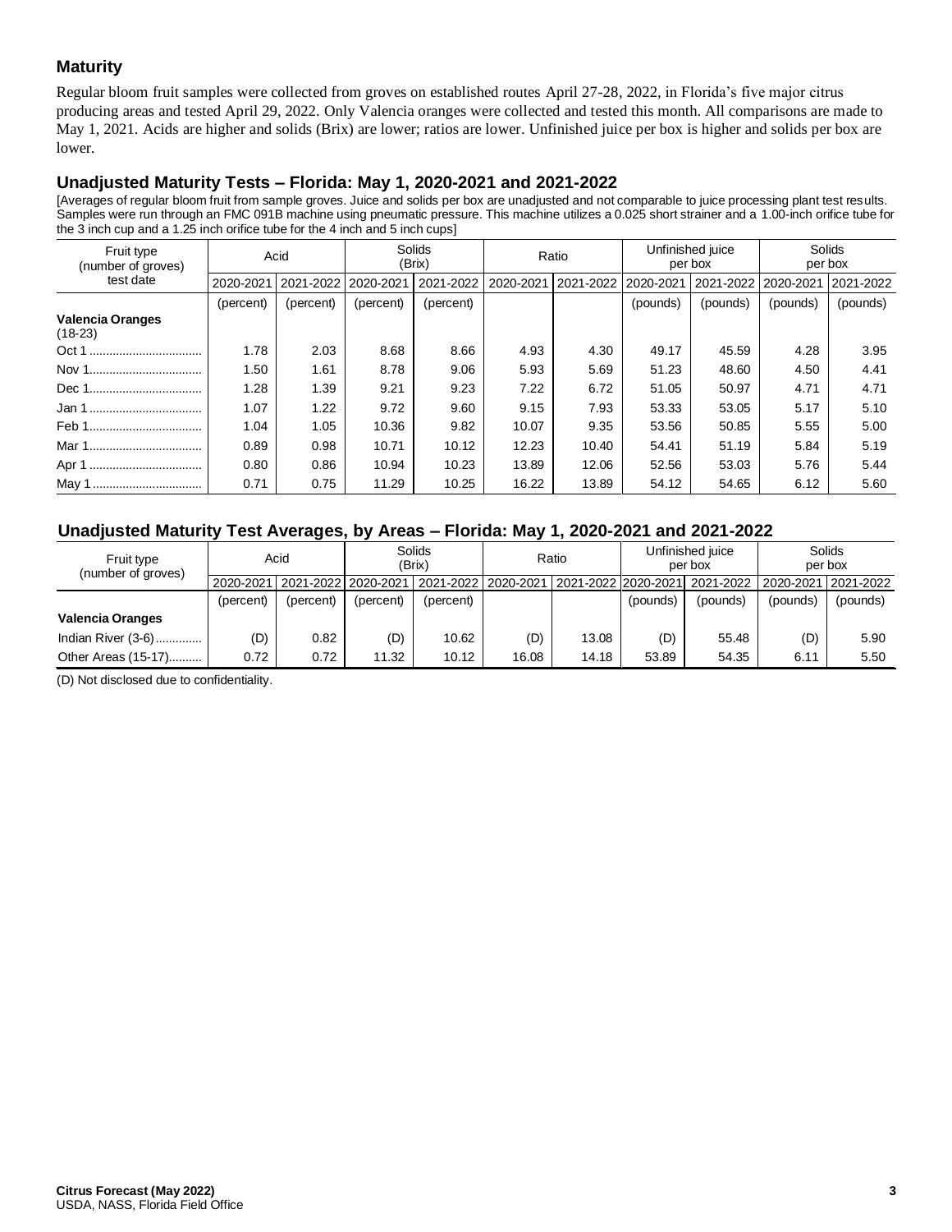## Maturity

Regular bloom fruit samples were collected from groves on established routes April 27-28, 2022, in Florida's five major citrus producing areas and tested April 29, 2022. Only Valencia oranges were collected and tested this month. All comparisons are made to May 1, 2021. Acids are higher and solids (Brix) are lower; ratios are lower. Unfinished juice per box is higher and solids per box are lower.

## Unadjusted Maturity Tests – Florida: May 1, 2020-2021 and 2021-2022

[Averages of regular bloom fruit from sample groves. Juice and solids per box are unadjusted and not comparable to juice processing plant test results. Samples were run through an FMC 091B machine using pneumatic pressure. This machine utilizes a 0.025 short strainer and a 1.00-inch orifice tube for the 3 inch cup and a 1.25 inch orifice tube for the 4 inch and 5 inch cups]

| Fruit type (number of groves) test date | Acid | | Solids (Brix) | | Ratio | | Unfinished juice per box | | Solids per box | |
|---|---|---|---|---|---|---|---|---|---|---|
| | 2020-2021 | 2021-2022 | 2020-2021 | 2021-2022 | 2020-2021 | 2021-2022 | 2020-2021 | 2021-2022 | 2020-2021 | 2021-2022 |
| | (percent) | (percent) | (percent) | (percent) | | | (pounds) | (pounds) | (pounds) | (pounds) |
| **Valencia Oranges** (18-23) | | | | | | | | | | |
| Oct 1 | 1.78 | 2.03 | 8.68 | 8.66 | 4.93 | 4.30 | 49.17 | 45.59 | 4.28 | 3.95 |
| Nov 1 | 1.50 | 1.61 | 8.78 | 9.06 | 5.93 | 5.69 | 51.23 | 48.60 | 4.50 | 4.41 |
| Dec 1 | 1.28 | 1.39 | 9.21 | 9.23 | 7.22 | 6.72 | 51.05 | 50.97 | 4.71 | 4.71 |
| Jan 1 | 1.07 | 1.22 | 9.72 | 9.60 | 9.15 | 7.93 | 53.33 | 53.05 | 5.17 | 5.10 |
| Feb 1 | 1.04 | 1.05 | 10.36 | 9.82 | 10.07 | 9.35 | 53.56 | 50.85 | 5.55 | 5.00 |
| Mar 1 | 0.89 | 0.98 | 10.71 | 10.12 | 12.23 | 10.40 | 54.41 | 51.19 | 5.84 | 5.19 |
| Apr 1 | 0.80 | 0.86 | 10.94 | 10.23 | 13.89 | 12.06 | 52.56 | 53.03 | 5.76 | 5.44 |
| May 1 | 0.71 | 0.75 | 11.29 | 10.25 | 16.22 | 13.89 | 54.12 | 54.65 | 6.12 | 5.60 |

## Unadjusted Maturity Test Averages, by Areas – Florida: May 1, 2020-2021 and 2021-2022

| Fruit type (number of groves) | Acid | | Solids (Brix) | | Ratio | | Unfinished juice per box | | Solids per box | |
|---|---|---|---|---|---|---|---|---|---|---|
| | 2020-2021 | 2021-2022 | 2020-2021 | 2021-2022 | 2020-2021 | 2021-2022 | 2020-2021 | 2021-2022 | 2020-2021 | 2021-2022 |
| | (percent) | (percent) | (percent) | (percent) | | | (pounds) | (pounds) | (pounds) | (pounds) |
| **Valencia Oranges** | | | | | | | | | | |
| Indian River (3-6) | (D) | 0.82 | (D) | 10.62 | (D) | 13.08 | (D) | 55.48 | (D) | 5.90 |
| Other Areas (15-17) | 0.72 | 0.72 | 11.32 | 10.12 | 16.08 | 14.18 | 53.89 | 54.35 | 6.11 | 5.50 |

(D) Not disclosed due to confidentiality.